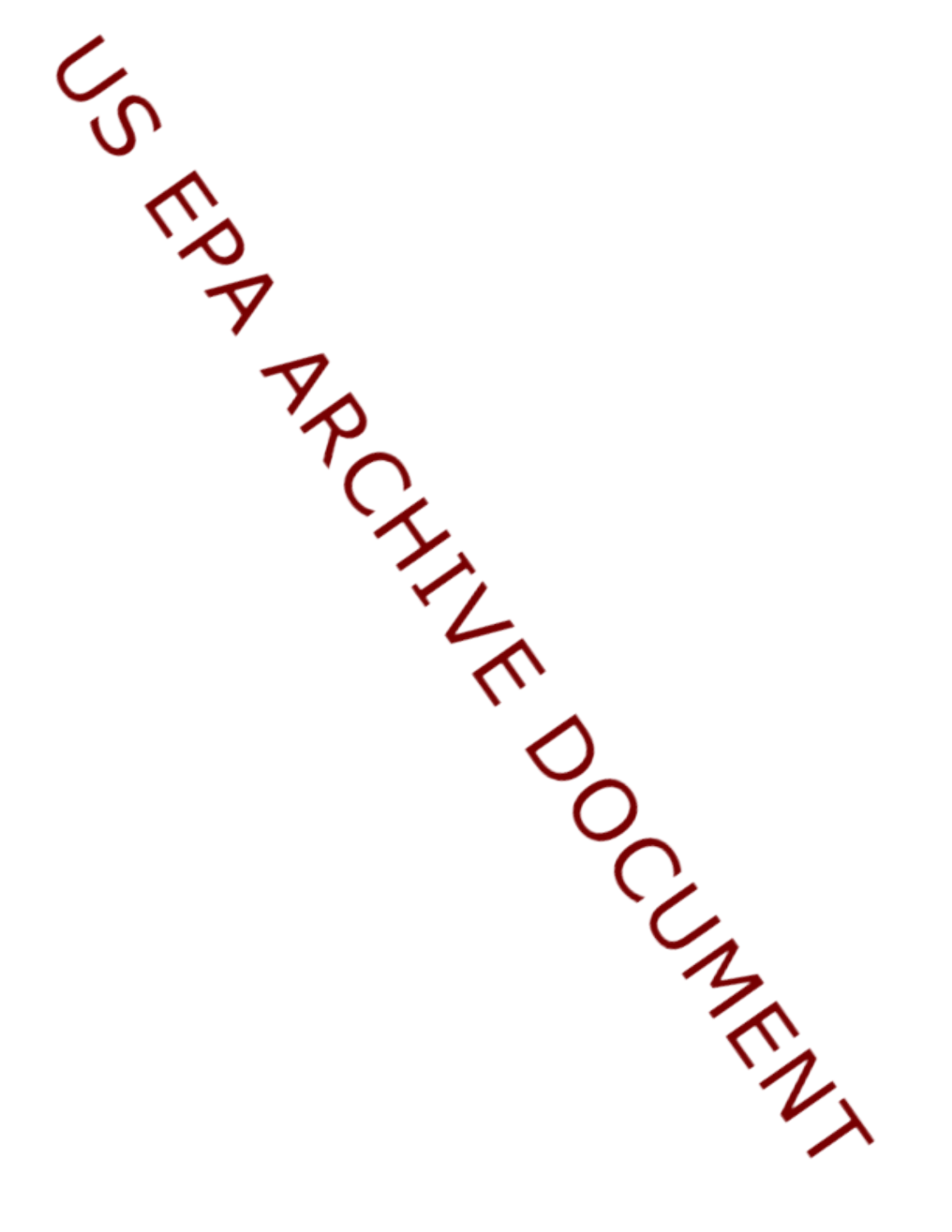US EPA ARCHIVE DOCUMENT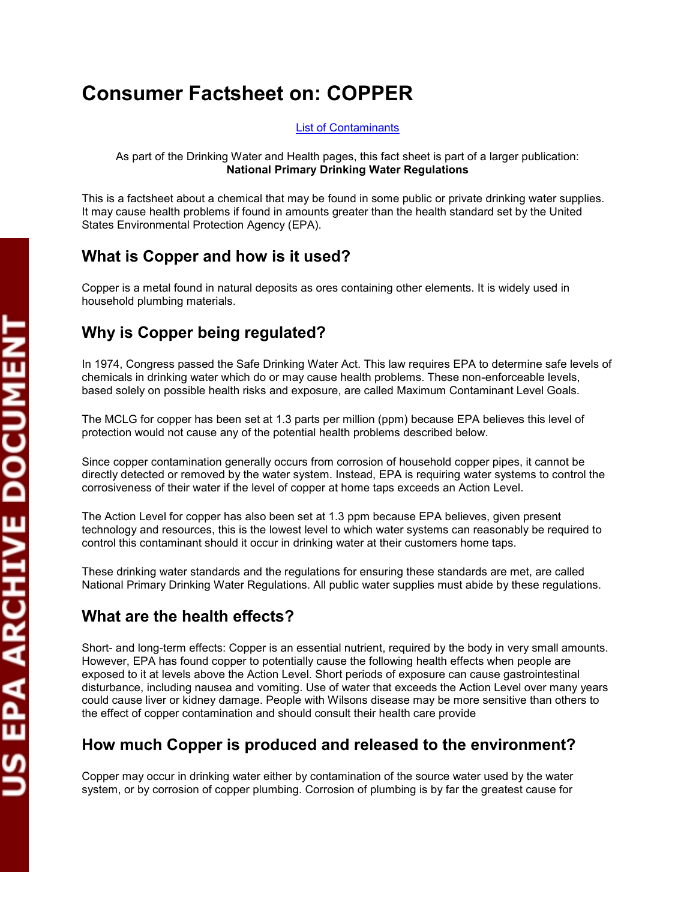# Consumer Factsheet on: COPPER

[List of Contaminants]

As part of the Drinking Water and Health pages, this fact sheet is part of a larger publication: **National Primary Drinking Water Regulations**

This is a factsheet about a chemical that may be found in some public or private drinking water supplies. It may cause health problems if found in amounts greater than the health standard set by the United States Environmental Protection Agency (EPA).

## What is Copper and how is it used?

Copper is a metal found in natural deposits as ores containing other elements. It is widely used in household plumbing materials.

## Why is Copper being regulated?

In 1974, Congress passed the Safe Drinking Water Act. This law requires EPA to determine safe levels of chemicals in drinking water which do or may cause health problems. These non-enforceable levels, based solely on possible health risks and exposure, are called Maximum Contaminant Level Goals.

The MCLG for copper has been set at 1.3 parts per million (ppm) because EPA believes this level of protection would not cause any of the potential health problems described below.

Since copper contamination generally occurs from corrosion of household copper pipes, it cannot be directly detected or removed by the water system. Instead, EPA is requiring water systems to control the corrosiveness of their water if the level of copper at home taps exceeds an Action Level.

The Action Level for copper has also been set at 1.3 ppm because EPA believes, given present technology and resources, this is the lowest level to which water systems can reasonably be required to control this contaminant should it occur in drinking water at their customers home taps.

These drinking water standards and the regulations for ensuring these standards are met, are called National Primary Drinking Water Regulations. All public water supplies must abide by these regulations.

## What are the health effects?

Short- and long-term effects: Copper is an essential nutrient, required by the body in very small amounts. However, EPA has found copper to potentially cause the following health effects when people are exposed to it at levels above the Action Level. Short periods of exposure can cause gastrointestinal disturbance, including nausea and vomiting. Use of water that exceeds the Action Level over many years could cause liver or kidney damage. People with Wilsons disease may be more sensitive than others to the effect of copper contamination and should consult their health care provide

## How much Copper is produced and released to the environment?

Copper may occur in drinking water either by contamination of the source water used by the water system, or by corrosion of copper plumbing. Corrosion of plumbing is by far the greatest cause for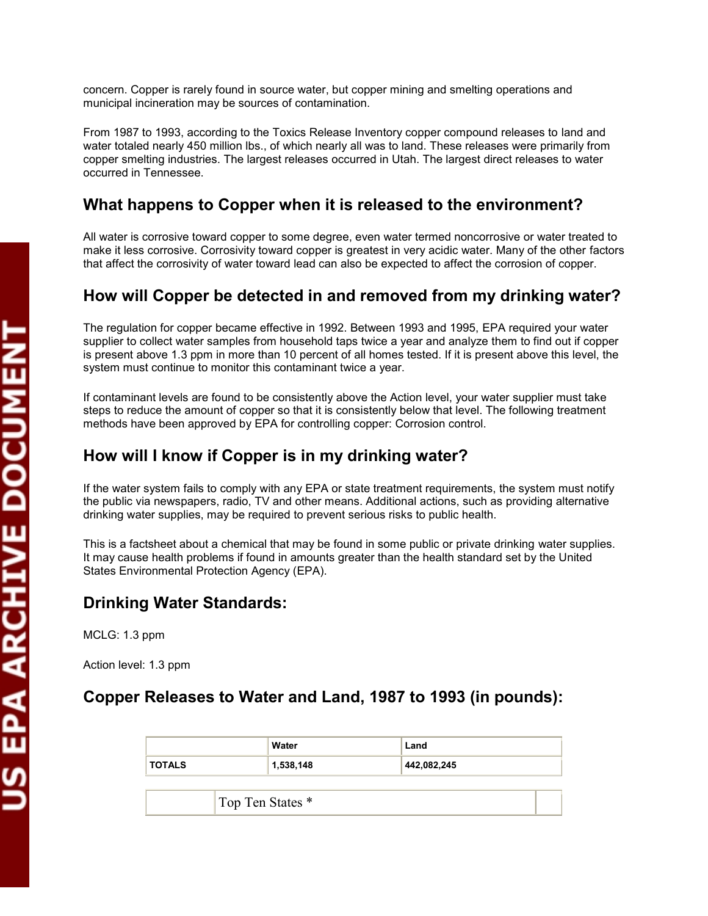concern. Copper is rarely found in source water, but copper mining and smelting operations and municipal incineration may be sources of contamination.

From 1987 to 1993, according to the Toxics Release Inventory copper compound releases to land and water totaled nearly 450 million lbs., of which nearly all was to land. These releases were primarily from copper smelting industries. The largest releases occurred in Utah. The largest direct releases to water occurred in Tennessee.

## What happens to Copper when it is released to the environment?

All water is corrosive toward copper to some degree, even water termed noncorrosive or water treated to make it less corrosive. Corrosivity toward copper is greatest in very acidic water. Many of the other factors that affect the corrosivity of water toward lead can also be expected to affect the corrosion of copper.

## How will Copper be detected in and removed from my drinking water?

The regulation for copper became effective in 1992. Between 1993 and 1995, EPA required your water supplier to collect water samples from household taps twice a year and analyze them to find out if copper is present above 1.3 ppm in more than 10 percent of all homes tested. If it is present above this level, the system must continue to monitor this contaminant twice a year.

If contaminant levels are found to be consistently above the Action level, your water supplier must take steps to reduce the amount of copper so that it is consistently below that level. The following treatment methods have been approved by EPA for controlling copper: Corrosion control.

## How will I know if Copper is in my drinking water?

If the water system fails to comply with any EPA or state treatment requirements, the system must notify the public via newspapers, radio, TV and other means. Additional actions, such as providing alternative drinking water supplies, may be required to prevent serious risks to public health.

This is a factsheet about a chemical that may be found in some public or private drinking water supplies. It may cause health problems if found in amounts greater than the health standard set by the United States Environmental Protection Agency (EPA).

## Drinking Water Standards:

MCLG: 1.3 ppm

Action level: 1.3 ppm

## Copper Releases to Water and Land, 1987 to 1993 (in pounds):

| | Water | Land |
|---|---|---|
| TOTALS | 1,538,148 | 442,082,245 |

| | Top Ten States * | |
|---|---|---|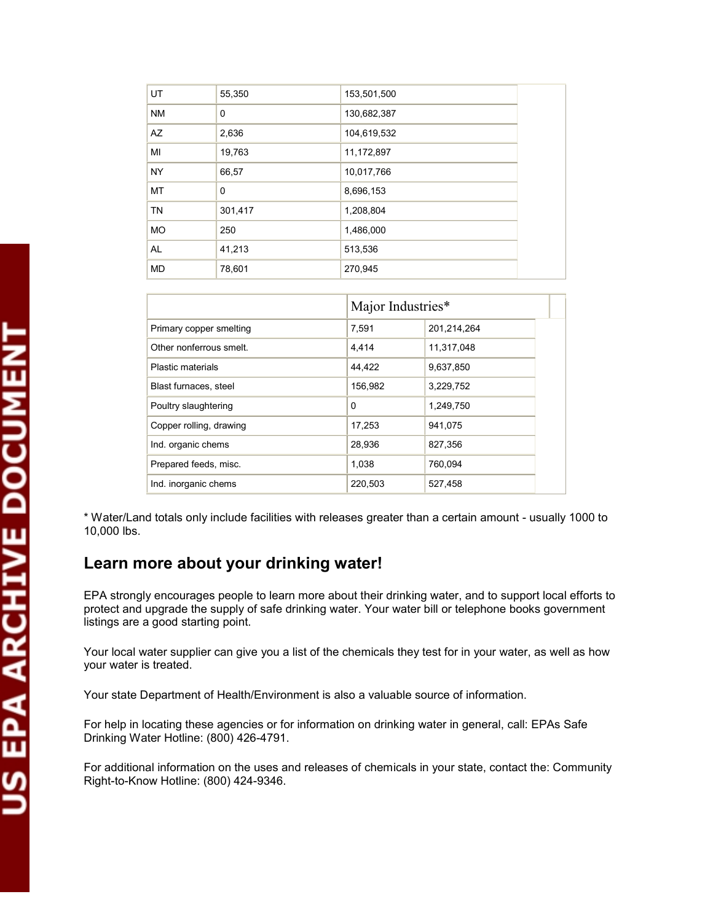| | | |
|---|---|---|
| UT | 55,350 | 153,501,500 |
| NM | 0 | 130,682,387 |
| AZ | 2,636 | 104,619,532 |
| MI | 19,763 | 11,172,897 |
| NY | 66,57 | 10,017,766 |
| MT | 0 | 8,696,153 |
| TN | 301,417 | 1,208,804 |
| MO | 250 | 1,486,000 |
| AL | 41,213 | 513,536 |
| MD | 78,601 | 270,945 |

| | Major Industries* | |
|---|---|---|
| Primary copper smelting | 7,591 | 201,214,264 |
| Other nonferrous smelt. | 4,414 | 11,317,048 |
| Plastic materials | 44,422 | 9,637,850 |
| Blast furnaces, steel | 156,982 | 3,229,752 |
| Poultry slaughtering | 0 | 1,249,750 |
| Copper rolling, drawing | 17,253 | 941,075 |
| Ind. organic chems | 28,936 | 827,356 |
| Prepared feeds, misc. | 1,038 | 760,094 |
| Ind. inorganic chems | 220,503 | 527,458 |

* Water/Land totals only include facilities with releases greater than a certain amount - usually 1000 to 10,000 lbs.

## Learn more about your drinking water!

EPA strongly encourages people to learn more about their drinking water, and to support local efforts to protect and upgrade the supply of safe drinking water. Your water bill or telephone books government listings are a good starting point.

Your local water supplier can give you a list of the chemicals they test for in your water, as well as how your water is treated.

Your state Department of Health/Environment is also a valuable source of information.

For help in locating these agencies or for information on drinking water in general, call: EPAs Safe Drinking Water Hotline: (800) 426-4791.

For additional information on the uses and releases of chemicals in your state, contact the: Community Right-to-Know Hotline: (800) 424-9346.